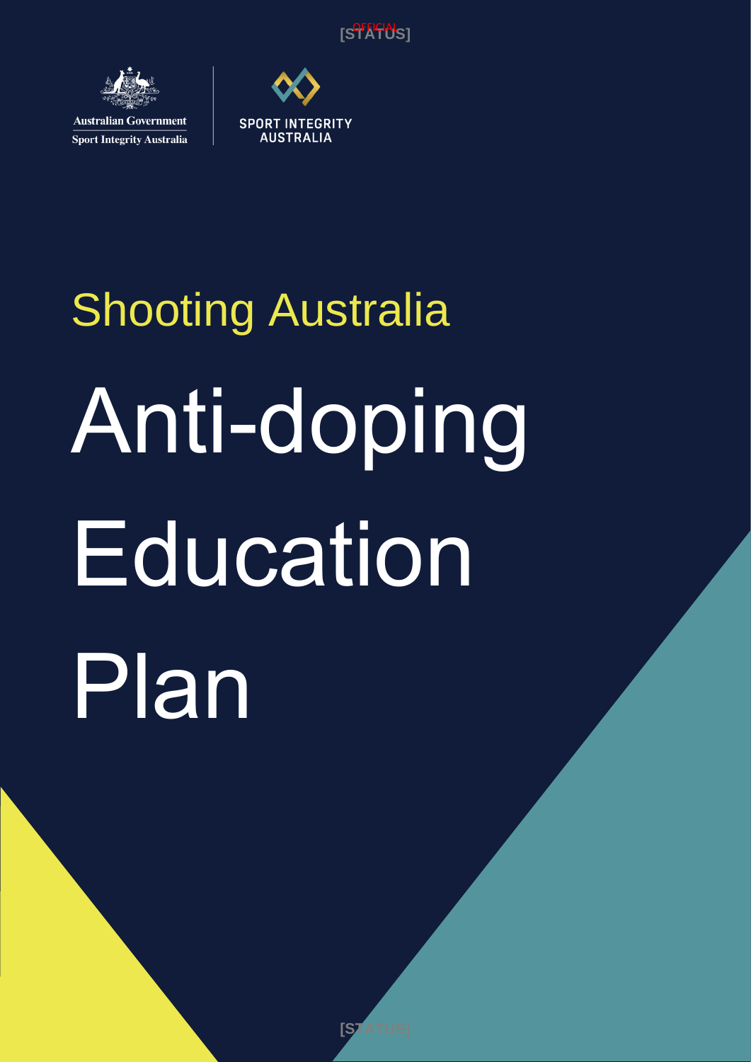Australian Government
Sport Integrity Australia

SPORT INTEGRITY AUSTRALIA

## Shooting Australia

# Anti-doping Education Plan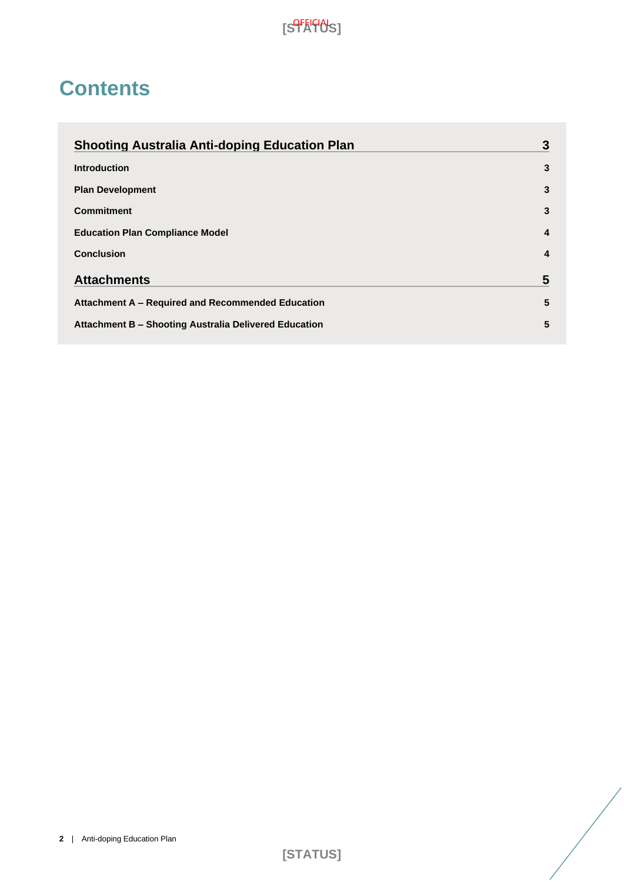# Contents

| | |
|---|---|
| **Shooting Australia Anti-doping Education Plan** | **3** |
| Introduction | 3 |
| Plan Development | 3 |
| Commitment | 3 |
| Education Plan Compliance Model | 4 |
| Conclusion | 4 |
| **Attachments** | **5** |
| Attachment A – Required and Recommended Education | 5 |
| Attachment B – Shooting Australia Delivered Education | 5 |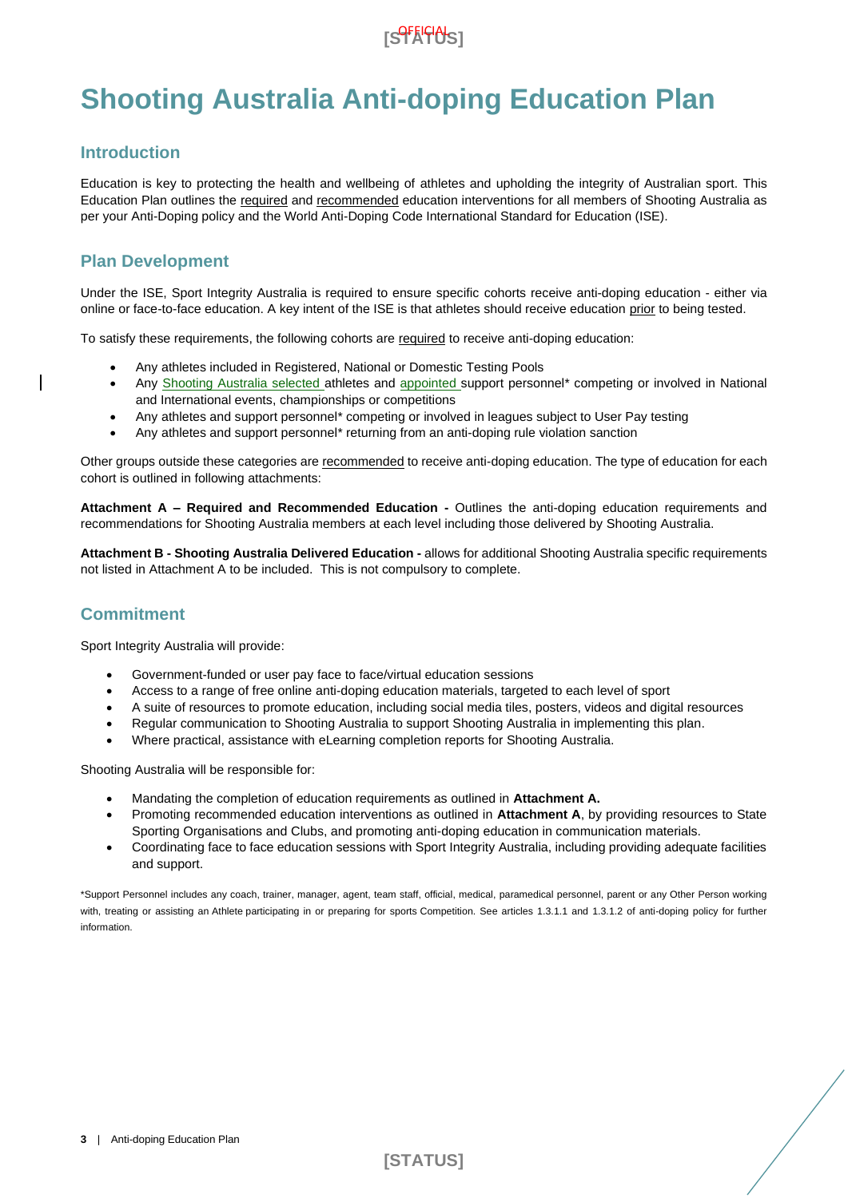# Shooting Australia Anti-doping Education Plan

## Introduction

Education is key to protecting the health and wellbeing of athletes and upholding the integrity of Australian sport. This Education Plan outlines the required and recommended education interventions for all members of Shooting Australia as per your Anti-Doping policy and the World Anti-Doping Code International Standard for Education (ISE).

## Plan Development

Under the ISE, Sport Integrity Australia is required to ensure specific cohorts receive anti-doping education - either via online or face-to-face education. A key intent of the ISE is that athletes should receive education prior to being tested.

To satisfy these requirements, the following cohorts are required to receive anti-doping education:

- Any athletes included in Registered, National or Domestic Testing Pools
- Any Shooting Australia selected athletes and appointed support personnel* competing or involved in National and International events, championships or competitions
- Any athletes and support personnel* competing or involved in leagues subject to User Pay testing
- Any athletes and support personnel* returning from an anti-doping rule violation sanction

Other groups outside these categories are recommended to receive anti-doping education. The type of education for each cohort is outlined in following attachments:

**Attachment A – Required and Recommended Education -** Outlines the anti-doping education requirements and recommendations for Shooting Australia members at each level including those delivered by Shooting Australia.

**Attachment B - Shooting Australia Delivered Education -** allows for additional Shooting Australia specific requirements not listed in Attachment A to be included. This is not compulsory to complete.

## Commitment

Sport Integrity Australia will provide:

- Government-funded or user pay face to face/virtual education sessions
- Access to a range of free online anti-doping education materials, targeted to each level of sport
- A suite of resources to promote education, including social media tiles, posters, videos and digital resources
- Regular communication to Shooting Australia to support Shooting Australia in implementing this plan.
- Where practical, assistance with eLearning completion reports for Shooting Australia.

Shooting Australia will be responsible for:

- Mandating the completion of education requirements as outlined in **Attachment A.**
- Promoting recommended education interventions as outlined in **Attachment A**, by providing resources to State Sporting Organisations and Clubs, and promoting anti-doping education in communication materials.
- Coordinating face to face education sessions with Sport Integrity Australia, including providing adequate facilities and support.

*Support Personnel includes any coach, trainer, manager, agent, team staff, official, medical, paramedical personnel, parent or any Other Person working with, treating or assisting an Athlete participating in or preparing for sports Competition. See articles 1.3.1.1 and 1.3.1.2 of anti-doping policy for further information.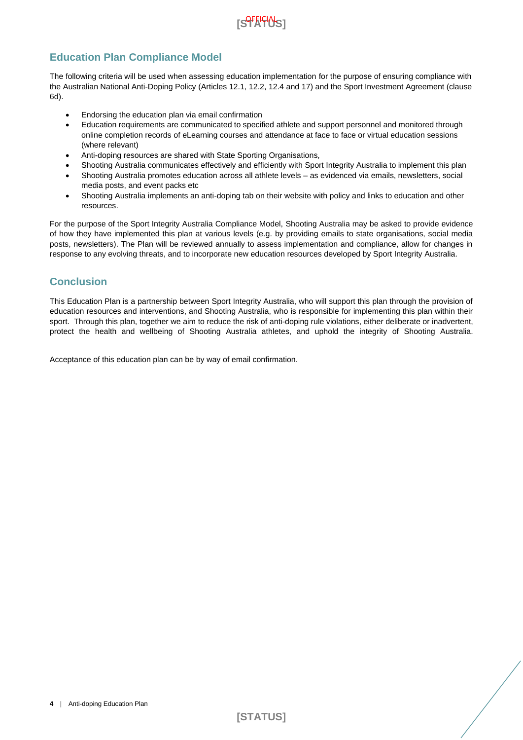## Education Plan Compliance Model

The following criteria will be used when assessing education implementation for the purpose of ensuring compliance with the Australian National Anti-Doping Policy (Articles 12.1, 12.2, 12.4 and 17) and the Sport Investment Agreement (clause 6d).

- Endorsing the education plan via email confirmation
- Education requirements are communicated to specified athlete and support personnel and monitored through online completion records of eLearning courses and attendance at face to face or virtual education sessions (where relevant)
- Anti-doping resources are shared with State Sporting Organisations,
- Shooting Australia communicates effectively and efficiently with Sport Integrity Australia to implement this plan
- Shooting Australia promotes education across all athlete levels – as evidenced via emails, newsletters, social media posts, and event packs etc
- Shooting Australia implements an anti-doping tab on their website with policy and links to education and other resources.

For the purpose of the Sport Integrity Australia Compliance Model, Shooting Australia may be asked to provide evidence of how they have implemented this plan at various levels (e.g. by providing emails to state organisations, social media posts, newsletters). The Plan will be reviewed annually to assess implementation and compliance, allow for changes in response to any evolving threats, and to incorporate new education resources developed by Sport Integrity Australia.

## Conclusion

This Education Plan is a partnership between Sport Integrity Australia, who will support this plan through the provision of education resources and interventions, and Shooting Australia, who is responsible for implementing this plan within their sport. Through this plan, together we aim to reduce the risk of anti-doping rule violations, either deliberate or inadvertent, protect the health and wellbeing of Shooting Australia athletes, and uphold the integrity of Shooting Australia.

Acceptance of this education plan can be by way of email confirmation.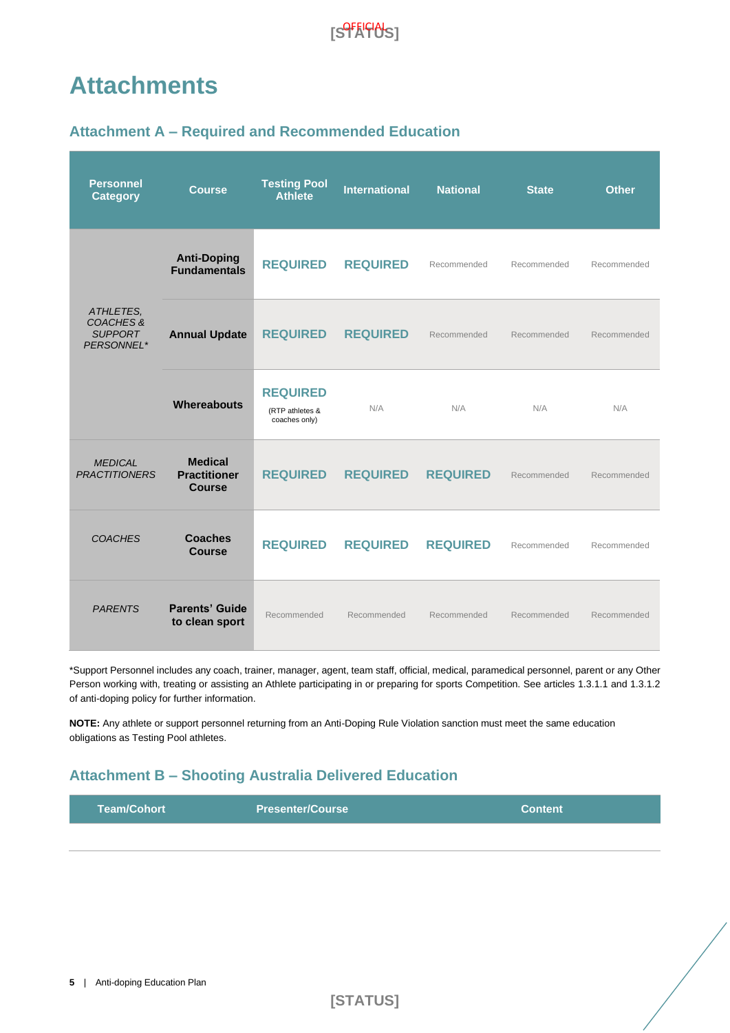# Attachments

## Attachment A – Required and Recommended Education

| Personnel Category | Course | Testing Pool Athlete | International | National | State | Other |
|---|---|---|---|---|---|---|
| *ATHLETES, COACHES & SUPPORT PERSONNEL** | **Anti-Doping Fundamentals** | **REQUIRED** | **REQUIRED** | Recommended | Recommended | Recommended |
| | **Annual Update** | **REQUIRED** | **REQUIRED** | Recommended | Recommended | Recommended |
| | **Whereabouts** | **REQUIRED** (RTP athletes & coaches only) | N/A | N/A | N/A | N/A |
| *MEDICAL PRACTITIONERS* | **Medical Practitioner Course** | **REQUIRED** | **REQUIRED** | **REQUIRED** | Recommended | Recommended |
| *COACHES* | **Coaches Course** | **REQUIRED** | **REQUIRED** | **REQUIRED** | Recommended | Recommended |
| *PARENTS* | **Parents' Guide to clean sport** | Recommended | Recommended | Recommended | Recommended | Recommended |

*Support Personnel includes any coach, trainer, manager, agent, team staff, official, medical, paramedical personnel, parent or any Other Person working with, treating or assisting an Athlete participating in or preparing for sports Competition. See articles 1.3.1.1 and 1.3.1.2 of anti-doping policy for further information.

**NOTE:** Any athlete or support personnel returning from an Anti-Doping Rule Violation sanction must meet the same education obligations as Testing Pool athletes.

## Attachment B – Shooting Australia Delivered Education

| Team/Cohort | Presenter/Course | Content |
|---|---|---|
| | | |